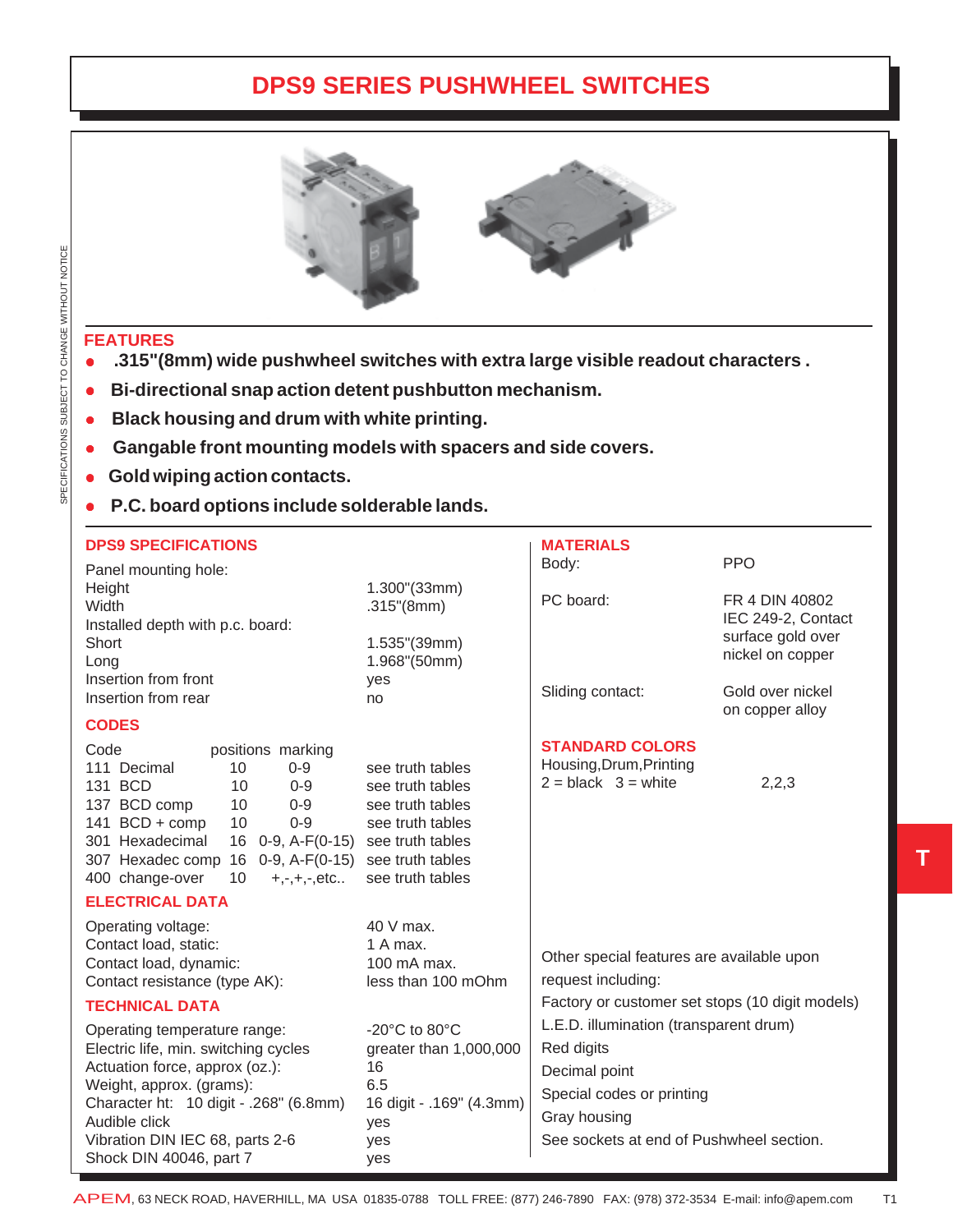# DPS9 SERIES PUSHWHEEL SWITCHES

## FEATURES

- .315"(8mm) wide pushwheel switches with extra large visible readout characters .
- Bi-directional snap action detent pushbutton mechanism.
- Black housing and drum with white printing.
- Gangable front mounting models with spacers and side covers.
- Gold wiping action contacts.
- P.C. board options include solderable lands.

## DPS9 SPECIFICATIONS

| | |
|---|---|
| Panel mounting hole: | |
| Height | 1.300"(33mm) |
| Width | .315"(8mm) |
| Installed depth with p.c. board: | |
| Short | 1.535"(39mm) |
| Long | 1.968"(50mm) |
| Insertion from front | yes |
| Insertion from rear | no |

## CODES

| Code | positions | marking | |
|---|---|---|---|
| 111 Decimal | 10 | 0-9 | see truth tables |
| 131 BCD | 10 | 0-9 | see truth tables |
| 137 BCD comp | 10 | 0-9 | see truth tables |
| 141 BCD + comp | 10 | 0-9 | see truth tables |
| 301 Hexadecimal | 16 | 0-9, A-F(0-15) | see truth tables |
| 307 Hexadec comp | 16 | 0-9, A-F(0-15) | see truth tables |
| 400 change-over | 10 | +,-,+,-,etc.. | see truth tables |

## ELECTRICAL DATA

| | |
|---|---|
| Operating voltage: | 40 V max. |
| Contact load, static: | 1 A max. |
| Contact load, dynamic: | 100 mA max. |
| Contact resistance (type AK): | less than 100 mOhm |

## TECHNICAL DATA

| | |
|---|---|
| Operating temperature range: | -20°C to 80°C |
| Electric life, min. switching cycles | greater than 1,000,000 |
| Actuation force, approx (oz.): | 16 |
| Weight, approx. (grams): | 6.5 |
| Character ht: 10 digit - .268" (6.8mm) | 16 digit - .169" (4.3mm) |
| Audible click | yes |
| Vibration DIN IEC 68, parts 2-6 | yes |
| Shock DIN 40046, part 7 | yes |

## MATERIALS

| | |
|---|---|
| Body: | PPO |
| PC board: | FR 4 DIN 40802 IEC 249-2, Contact surface gold over nickel on copper |
| Sliding contact: | Gold over nickel on copper alloy |

## STANDARD COLORS

Housing,Drum,Printing
2 = black 3 = white 2,2,3

Other special features are available upon request including:

Factory or customer set stops (10 digit models)
L.E.D. illumination (transparent drum)
Red digits
Decimal point
Special codes or printing
Gray housing
See sockets at end of Pushwheel section.

SPECIFICATIONS SUBJECT TO CHANGE WITHOUT NOTICE

T

APEM, 63 NECK ROAD, HAVERHILL, MA USA 01835-0788 TOLL FREE: (877) 246-7890 FAX: (978) 372-3534 E-mail: info@apem.com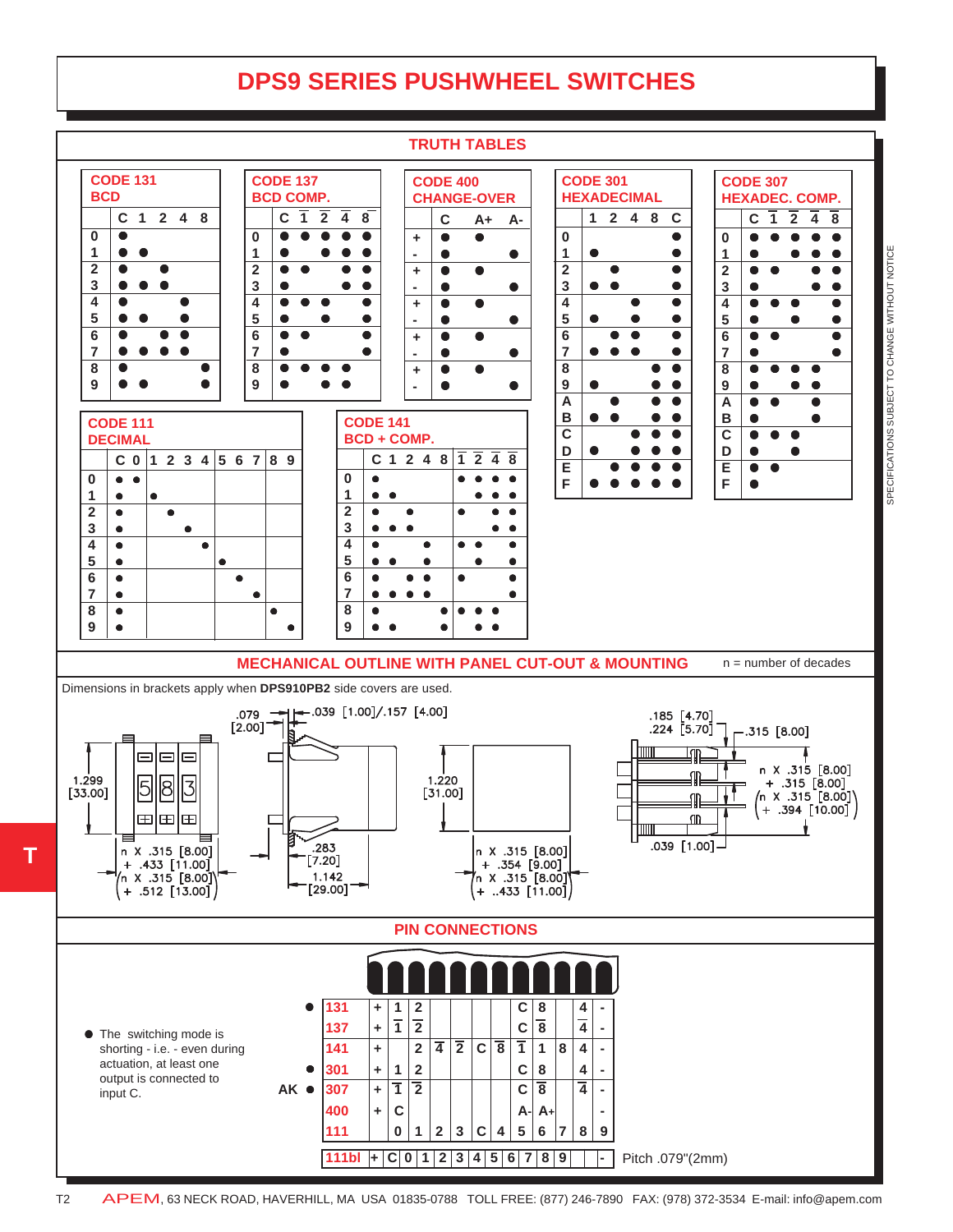# DPS9 SERIES PUSHWHEEL SWITCHES

## TRUTH TABLES

**CODE 131 BCD**

| | C | 1 | 2 | 4 | 8 |
|---|---|---|---|---|---|
| 0 | ● | | | | |
| 1 | ● | ● | | | |
| 2 | ● | | ● | | |
| 3 | ● | ● | ● | | |
| 4 | ● | | | ● | |
| 5 | ● | ● | | ● | |
| 6 | ● | | ● | ● | |
| 7 | ● | ● | ● | ● | |
| 8 | ● | | | | ● |
| 9 | ● | ● | | | ● |

**CODE 137 BCD COMP.**

| | C | $\overline{1}$ | $\overline{2}$ | $\overline{4}$ | $\overline{8}$ |
|---|---|---|---|---|---|
| 0 | ● | ● | ● | ● | ● |
| 1 | ● | | ● | ● | ● |
| 2 | ● | ● | | ● | ● |
| 3 | ● | | | ● | ● |
| 4 | ● | ● | ● | | ● |
| 5 | ● | | ● | | ● |
| 6 | ● | ● | | | ● |
| 7 | ● | | | | ● |
| 8 | ● | ● | ● | ● | |
| 9 | ● | | ● | ● | |

**CODE 400 CHANGE-OVER**

| | C | A+ | A- |
|---|---|---|---|
| + | ● | ● | |
| - | ● | | ● |
| + | ● | ● | |
| - | ● | | ● |
| + | ● | ● | |
| - | ● | | ● |
| + | ● | ● | |
| - | ● | | ● |
| + | ● | ● | |
| - | ● | | ● |

**CODE 301 HEXADECIMAL**

| | 1 | 2 | 4 | 8 | C |
|---|---|---|---|---|---|
| 0 | | | | | ● |
| 1 | ● | | | | ● |
| 2 | | ● | | | ● |
| 3 | ● | ● | | | ● |
| 4 | | | ● | | ● |
| 5 | ● | | ● | | ● |
| 6 | | ● | ● | | ● |
| 7 | ● | ● | ● | | ● |
| 8 | | | | ● | ● |
| 9 | ● | | | ● | ● |
| A | | ● | | ● | ● |
| B | ● | ● | | ● | ● |
| C | | | ● | ● | ● |
| D | ● | | ● | ● | ● |
| E | | ● | ● | ● | ● |
| F | ● | ● | ● | ● | ● |

**CODE 307 HEXADEC. COMP.**

| | C | $\overline{1}$ | $\overline{2}$ | $\overline{4}$ | $\overline{8}$ |
|---|---|---|---|---|---|
| 0 | ● | ● | ● | ● | ● |
| 1 | ● | | ● | ● | ● |
| 2 | ● | ● | | ● | ● |
| 3 | ● | | | ● | ● |
| 4 | ● | ● | ● | | ● |
| 5 | ● | | ● | | ● |
| 6 | ● | ● | | | ● |
| 7 | ● | | | | ● |
| 8 | ● | ● | ● | ● | |
| 9 | ● | | ● | ● | |
| A | ● | ● | | ● | |
| B | ● | | | ● | |
| C | ● | ● | ● | | |
| D | ● | | ● | | |
| E | ● | ● | | | |
| F | ● | | | | |

**CODE 111 DECIMAL**

| | C | 0 | 1 | 2 | 3 | 4 | 5 | 6 | 7 | 8 | 9 |
|---|---|---|---|---|---|---|---|---|---|---|---|
| 0 | ● | ● | | | | | | | | | |
| 1 | ● | | ● | | | | | | | | |
| 2 | ● | | | ● | | | | | | | |
| 3 | ● | | | | ● | | | | | | |
| 4 | ● | | | | | ● | | | | | |
| 5 | ● | | | | | | ● | | | | |
| 6 | ● | | | | | | | ● | | | |
| 7 | ● | | | | | | | | ● | | |
| 8 | ● | | | | | | | | | ● | |
| 9 | ● | | | | | | | | | | ● |

**CODE 141 BCD + COMP.**

| | C | 1 | 2 | 4 | 8 | $\overline{1}$ | $\overline{2}$ | $\overline{4}$ | $\overline{8}$ |
|---|---|---|---|---|---|---|---|---|---|
| 0 | ● | | | | | ● | ● | ● | ● |
| 1 | ● | ● | | | | | ● | ● | ● |
| 2 | ● | | ● | | | ● | | ● | ● |
| 3 | ● | ● | ● | | | | | ● | ● |
| 4 | ● | | | ● | | ● | ● | | ● |
| 5 | ● | ● | | ● | | | ● | | ● |
| 6 | ● | | ● | ● | | ● | | | ● |
| 7 | ● | ● | ● | ● | | | | | ● |
| 8 | ● | | | | ● | ● | ● | ● | |
| 9 | ● | ● | | | ● | | ● | ● | |

## MECHANICAL OUTLINE WITH PANEL CUT-OUT & MOUNTING

n = number of decades

Dimensions in brackets apply when **DPS910PB2** side covers are used.

.079 [2.00]; .039 [1.00]/.157 [4.00]; 1.299 [33.00]; n X .315 [8.00] + .433 [11.00] (n X .315 [8.00] + .512 [13.00]); .283 [7.20]; 1.142 [29.00]; 1.220 [31.00]; n X .315 [8.00] + .354 [9.00] (n X .315 [8.00] + .433 [11.00]); .185 [4.70] .224 [5.70]; .315 [8.00]; n X .315 [8.00] + .315 [8.00] (n X .315 [8.00] + .394 [10.00]); .039 [1.00]

## PIN CONNECTIONS

- The switching mode is shorting - i.e. - even during actuation, at least one output is connected to input C.

| | Code | | | | | | | | | | | | | | |
|---|---|---|---|---|---|---|---|---|---|---|---|---|---|---|---|
| ● | 131 | + | 1 | 2 | | | | | | C | 8 | | 4 | - |
| | 137 | + | $\overline{1}$ | $\overline{2}$ | | | | | | C | $\overline{8}$ | | $\overline{4}$ | - |
| | 141 | + | | 2 | $\overline{4}$ | $\overline{2}$ | C | $\overline{8}$ | | $\overline{1}$ | 1 | 8 | 4 | - |
| ● | 301 | + | 1 | 2 | | | | | | C | 8 | | 4 | - |
| AK ● | 307 | + | $\overline{1}$ | $\overline{2}$ | | | | | | C | $\overline{8}$ | | $\overline{4}$ | - |
| | 400 | + | C | | | | | | | A- | A+ | | | - |
| | 111 | | 0 | 1 | 2 | 3 | C | 4 | | 5 | 6 | 7 | 8 | 9 |
| | 111bl | + | C | 0 | 1 | 2 | 3 | 4 | 5 | 6 | 7 | 8 | 9 | | - |

Pitch .079"(2mm)

SPECIFICATIONS SUBJECT TO CHANGE WITHOUT NOTICE

APEM, 63 NECK ROAD, HAVERHILL, MA USA 01835-0788 TOLL FREE: (877) 246-7890 FAX: (978) 372-3534 E-mail: info@apem.com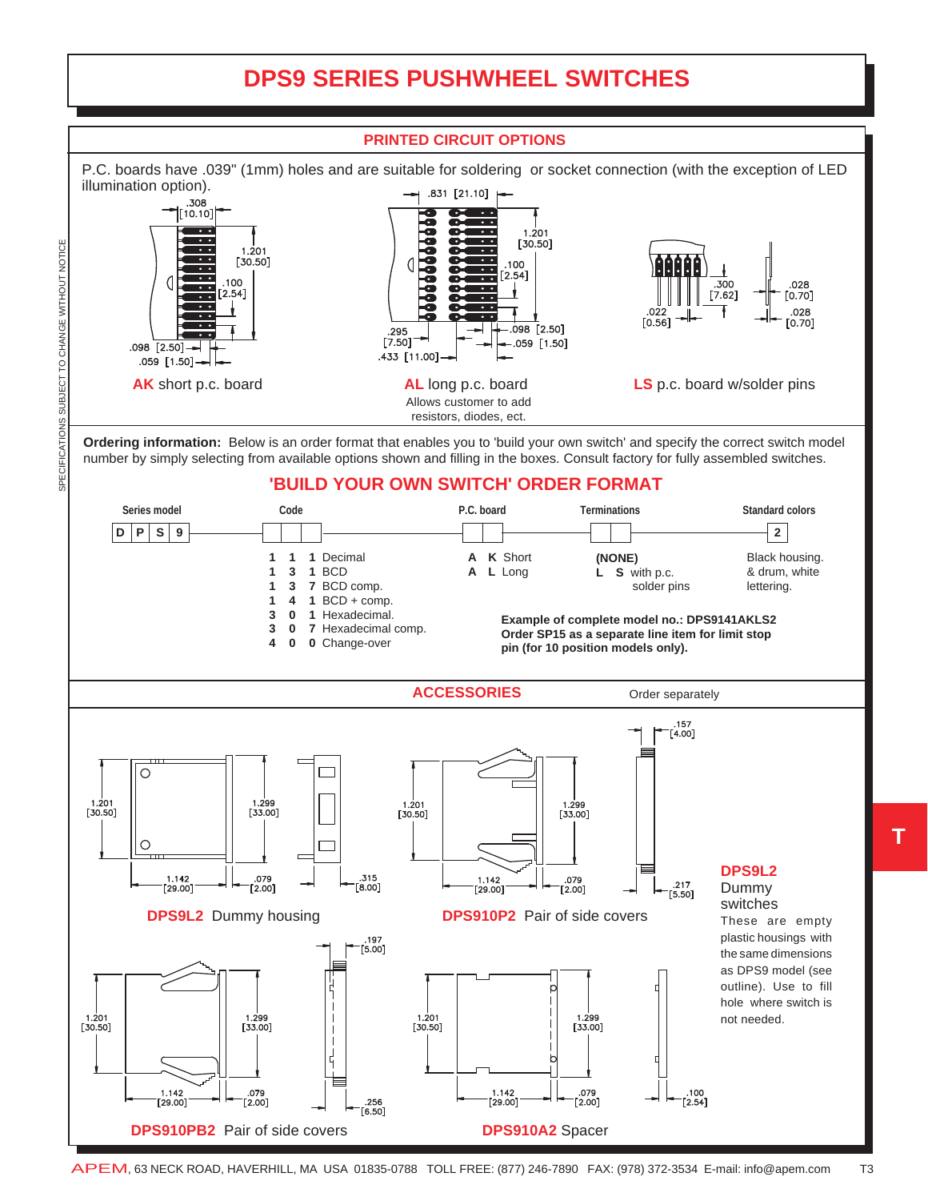# DPS9 SERIES PUSHWHEEL SWITCHES

## PRINTED CIRCUIT OPTIONS

P.C. boards have .039" (1mm) holes and are suitable for soldering or socket connection (with the exception of LED illumination option).

.308 [10.10]
1.201 [30.50]
.100 [2.54]
.098 [2.50]
.059 [1.50]

**AK** short p.c. board

.831 [21.10]
1.201 [30.50]
.100 [2.54]
.295 [7.50]
.098 [2.50]
.059 [1.50]
.433 [11.00]

**AL** long p.c. board
Allows customer to add resistors, diodes, ect.

.300 [7.62]
.022 [0.56]
.028 [0.70]
.028 [0.70]

**LS** p.c. board w/solder pins

**Ordering information:** Below is an order format that enables you to 'build your own switch' and specify the correct switch model number by simply selecting from available options shown and filling in the boxes. Consult factory for fully assembled switches.

## 'BUILD YOUR OWN SWITCH' ORDER FORMAT

| Series model | Code | P.C. board | Terminations | Standard colors |
|---|---|---|---|---|
| D P S 9 | 1 1 1 Decimal | A K Short | (NONE) | 2 |
| | 1 3 1 BCD | A L Long | L S with p.c. solder pins | Black housing. & drum, white lettering. |
| | 1 3 7 BCD comp. | | | |
| | 1 4 1 BCD + comp. | | | |
| | 3 0 1 Hexadecimal. | | | |
| | 3 0 7 Hexadecimal comp. | | | |
| | 4 0 0 Change-over | | | |

**Example of complete model no.: DPS9141AKLS2**
**Order SP15 as a separate line item for limit stop pin (for 10 position models only).**

## ACCESSORIES

Order separately

1.201 [30.50]
1.299 [33.00]
1.142 [29.00]
.079 [2.00]
.315 [8.00]

**DPS9L2** Dummy housing

1.201 [30.50]
1.299 [33.00]
1.142 [29.00]
.079 [2.00]
.157 [4.00]
.217 [5.50]

**DPS910P2** Pair of side covers

**DPS9L2**
Dummy switches
These are empty plastic housings with the same dimensions as DPS9 model (see outline). Use to fill hole where switch is not needed.

1.201 [30.50]
1.299 [33.00]
1.142 [29.00]
.079 [2.00]
.197 [5.00]
.256 [6.50]

**DPS910PB2** Pair of side covers

1.201 [30.50]
1.299 [33.00]
1.142 [29.00]
.079 [2.00]
.100 [2.54]

**DPS910A2** Spacer

SPECIFICATIONS SUBJECT TO CHANGE WITHOUT NOTICE

APEM, 63 NECK ROAD, HAVERHILL, MA USA 01835-0788 TOLL FREE: (877) 246-7890 FAX: (978) 372-3534 E-mail: info@apem.com